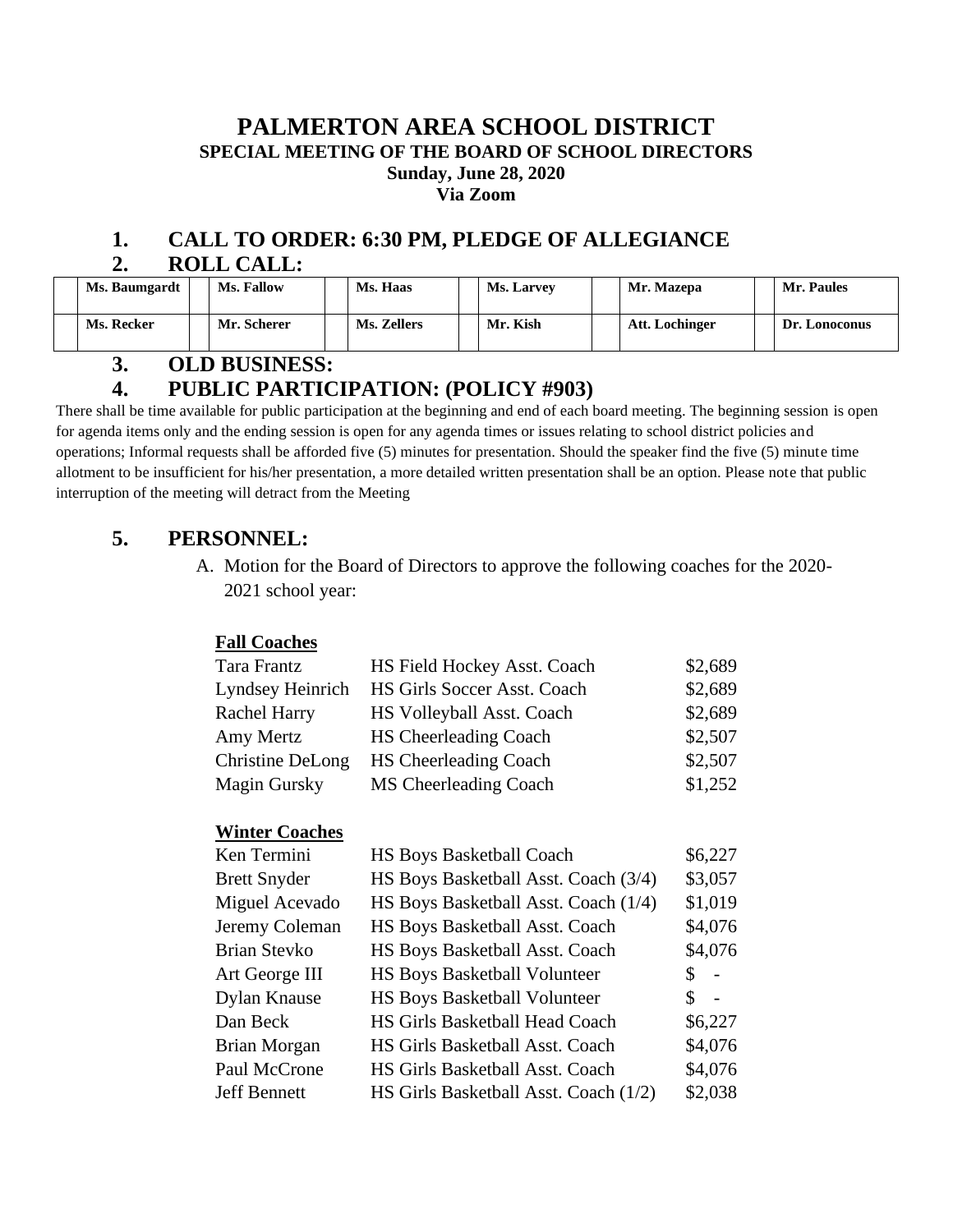# PALMERTON AREA SCHOOL DISTRICT

## SPECIAL MEETING OF THE BOARD OF SCHOOL DIRECTORS

**Sunday, June 28, 2020**

**Via Zoom**

## 1. CALL TO ORDER: 6:30 PM, PLEDGE OF ALLEGIANCE

## 2. ROLL CALL:

| | | | | | | | | | | | |
|---|---|---|---|---|---|---|---|---|---|---|---|
| | **Ms. Baumgardt** | | **Ms. Fallow** | | **Ms. Haas** | | **Ms. Larvey** | | **Mr. Mazepa** | | **Mr. Paules** |
| | **Ms. Recker** | | **Mr. Scherer** | | **Ms. Zellers** | | **Mr. Kish** | | **Att. Lochinger** | | **Dr. Lonoconus** |

## 3. OLD BUSINESS:

## 4. PUBLIC PARTICIPATION: (POLICY #903)

There shall be time available for public participation at the beginning and end of each board meeting. The beginning session is open for agenda items only and the ending session is open for any agenda times or issues relating to school district policies and operations; Informal requests shall be afforded five (5) minutes for presentation. Should the speaker find the five (5) minute time allotment to be insufficient for his/her presentation, a more detailed written presentation shall be an option. Please note that public interruption of the meeting will detract from the Meeting

## 5. PERSONNEL:

A. Motion for the Board of Directors to approve the following coaches for the 2020-2021 school year:

**Fall Coaches**

| | | |
|---|---|---|
| Tara Frantz | HS Field Hockey Asst. Coach | $2,689 |
| Lyndsey Heinrich | HS Girls Soccer Asst. Coach | $2,689 |
| Rachel Harry | HS Volleyball Asst. Coach | $2,689 |
| Amy Mertz | HS Cheerleading Coach | $2,507 |
| Christine DeLong | HS Cheerleading Coach | $2,507 |
| Magin Gursky | MS Cheerleading Coach | $1,252 |

**Winter Coaches**

| | | |
|---|---|---|
| Ken Termini | HS Boys Basketball Coach | $6,227 |
| Brett Snyder | HS Boys Basketball Asst. Coach (3/4) | $3,057 |
| Miguel Acevado | HS Boys Basketball Asst. Coach (1/4) | $1,019 |
| Jeremy Coleman | HS Boys Basketball Asst. Coach | $4,076 |
| Brian Stevko | HS Boys Basketball Asst. Coach | $4,076 |
| Art George III | HS Boys Basketball Volunteer | $ - |
| Dylan Knause | HS Boys Basketball Volunteer | $ - |
| Dan Beck | HS Girls Basketball Head Coach | $6,227 |
| Brian Morgan | HS Girls Basketball Asst. Coach | $4,076 |
| Paul McCrone | HS Girls Basketball Asst. Coach | $4,076 |
| Jeff Bennett | HS Girls Basketball Asst. Coach (1/2) | $2,038 |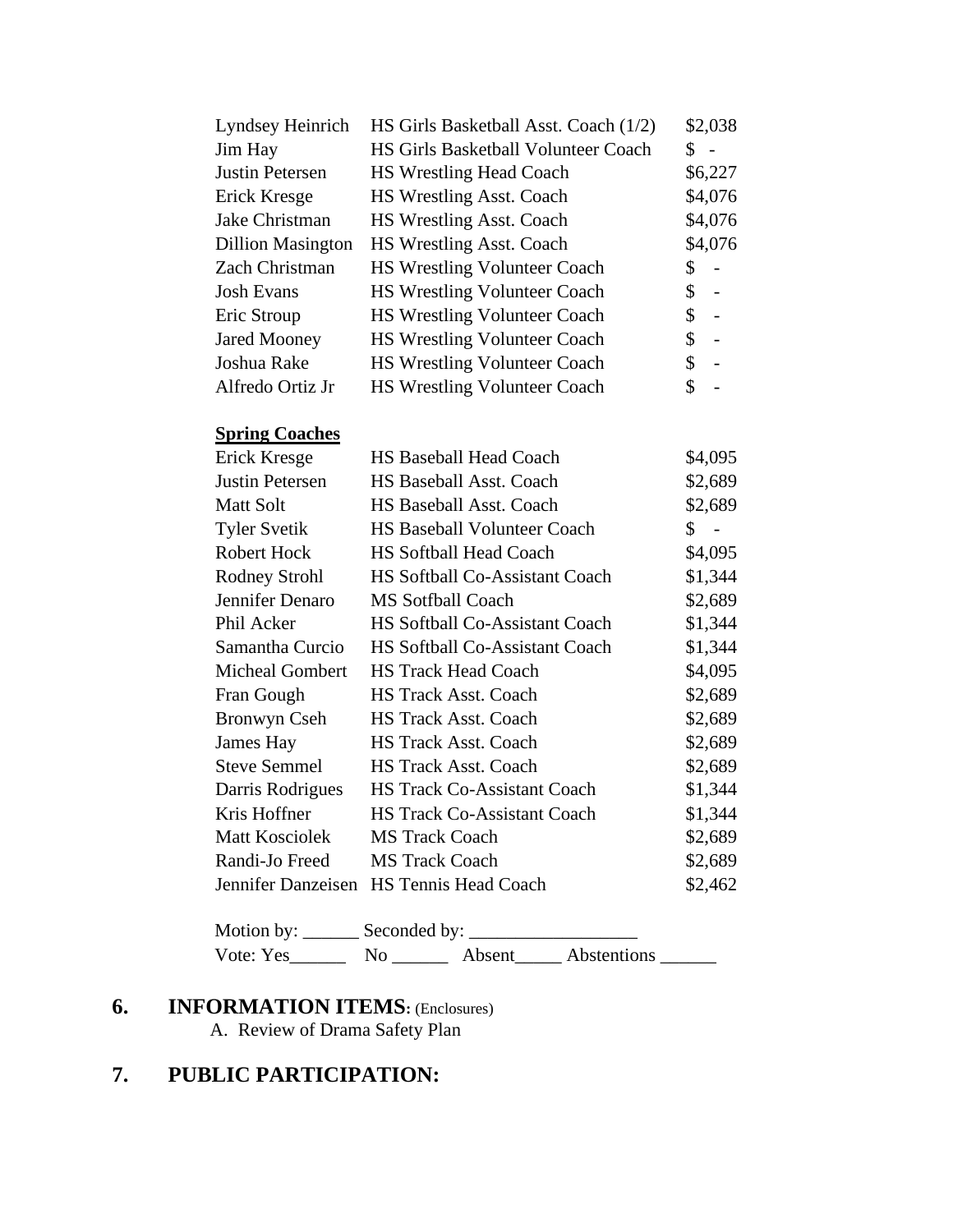| | | |
|---|---|---|
| Lyndsey Heinrich | HS Girls Basketball Asst. Coach (1/2) | \$2,038 |
| Jim Hay | HS Girls Basketball Volunteer Coach | \$ - |
| Justin Petersen | HS Wrestling Head Coach | \$6,227 |
| Erick Kresge | HS Wrestling Asst. Coach | \$4,076 |
| Jake Christman | HS Wrestling Asst. Coach | \$4,076 |
| Dillion Masington | HS Wrestling Asst. Coach | \$4,076 |
| Zach Christman | HS Wrestling Volunteer Coach | \$ - |
| Josh Evans | HS Wrestling Volunteer Coach | \$ - |
| Eric Stroup | HS Wrestling Volunteer Coach | \$ - |
| Jared Mooney | HS Wrestling Volunteer Coach | \$ - |
| Joshua Rake | HS Wrestling Volunteer Coach | \$ - |
| Alfredo Ortiz Jr | HS Wrestling Volunteer Coach | \$ - |

**Spring Coaches**

| | | |
|---|---|---|
| Erick Kresge | HS Baseball Head Coach | \$4,095 |
| Justin Petersen | HS Baseball Asst. Coach | \$2,689 |
| Matt Solt | HS Baseball Asst. Coach | \$2,689 |
| Tyler Svetik | HS Baseball Volunteer Coach | \$ - |
| Robert Hock | HS Softball Head Coach | \$4,095 |
| Rodney Strohl | HS Softball Co-Assistant Coach | \$1,344 |
| Jennifer Denaro | MS Sotfball Coach | \$2,689 |
| Phil Acker | HS Softball Co-Assistant Coach | \$1,344 |
| Samantha Curcio | HS Softball Co-Assistant Coach | \$1,344 |
| Micheal Gombert | HS Track Head Coach | \$4,095 |
| Fran Gough | HS Track Asst. Coach | \$2,689 |
| Bronwyn Cseh | HS Track Asst. Coach | \$2,689 |
| James Hay | HS Track Asst. Coach | \$2,689 |
| Steve Semmel | HS Track Asst. Coach | \$2,689 |
| Darris Rodrigues | HS Track Co-Assistant Coach | \$1,344 |
| Kris Hoffner | HS Track Co-Assistant Coach | \$1,344 |
| Matt Kosciolek | MS Track Coach | \$2,689 |
| Randi-Jo Freed | MS Track Coach | \$2,689 |
| Jennifer Danzeisen | HS Tennis Head Coach | \$2,462 |

Motion by: ______ Seconded by: __________________

Vote: Yes______ No ______ Absent_____ Abstentions ______

## 6. INFORMATION ITEMS: (Enclosures)

A. Review of Drama Safety Plan

## 7. PUBLIC PARTICIPATION: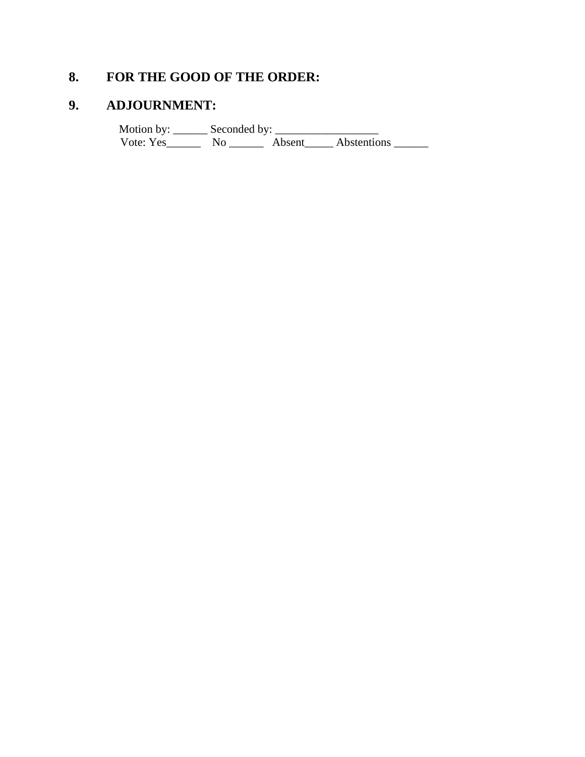## 8. FOR THE GOOD OF THE ORDER:

## 9. ADJOURNMENT:

Motion by: ______ Seconded by: __________________
Vote: Yes______ No ______ Absent_____ Abstentions ______